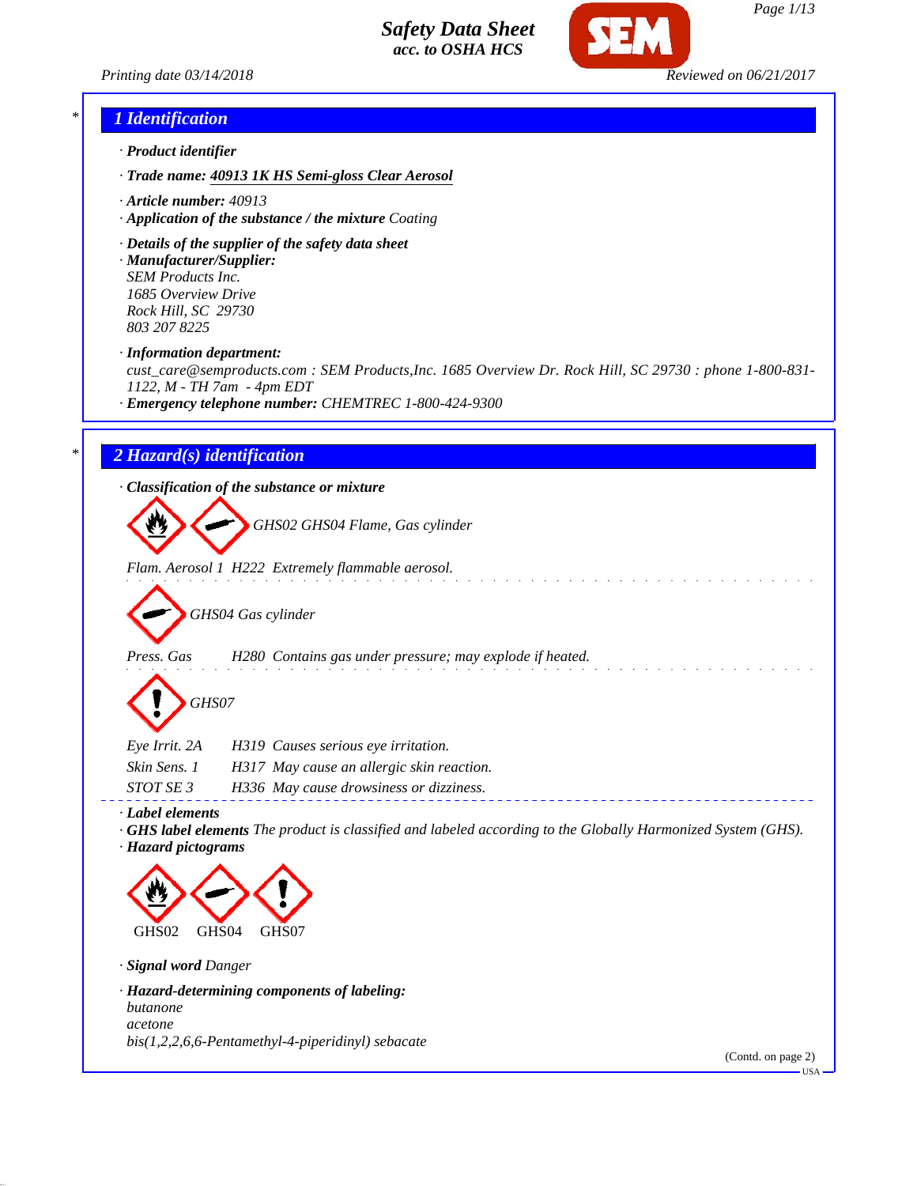# Safety Data Sheet
*acc. to OSHA HCS*

Printing date 03/14/2018 Reviewed on 06/21/2017

## 1 Identification

· **Product identifier**

· **Trade name:** **40913 1K HS Semi-gloss Clear Aerosol**

· **Article number:** 40913

· **Application of the substance / the mixture** Coating

· **Details of the supplier of the safety data sheet**

· **Manufacturer/Supplier:**
SEM Products Inc.
1685 Overview Drive
Rock Hill, SC 29730
803 207 8225

· **Information department:**
cust_care@semproducts.com : SEM Products,Inc. 1685 Overview Dr. Rock Hill, SC 29730 : phone 1-800-831-1122, M - TH 7am - 4pm EDT

· **Emergency telephone number:** CHEMTREC 1-800-424-9300

## 2 Hazard(s) identification

· **Classification of the substance or mixture**

GHS02 GHS04 Flame, Gas cylinder

Flam. Aerosol 1 H222 Extremely flammable aerosol.

GHS04 Gas cylinder

Press. Gas H280 Contains gas under pressure; may explode if heated.

GHS07

Eye Irrit. 2A H319 Causes serious eye irritation.

Skin Sens. 1 H317 May cause an allergic skin reaction.

STOT SE 3 H336 May cause drowsiness or dizziness.

· **Label elements**

· **GHS label elements** The product is classified and labeled according to the Globally Harmonized System (GHS).

· **Hazard pictograms**

GHS02 GHS04 GHS07

· **Signal word** Danger

· **Hazard-determining components of labeling:**
butanone
acetone
bis(1,2,2,6,6-Pentamethyl-4-piperidinyl) sebacate

(Contd. on page 2)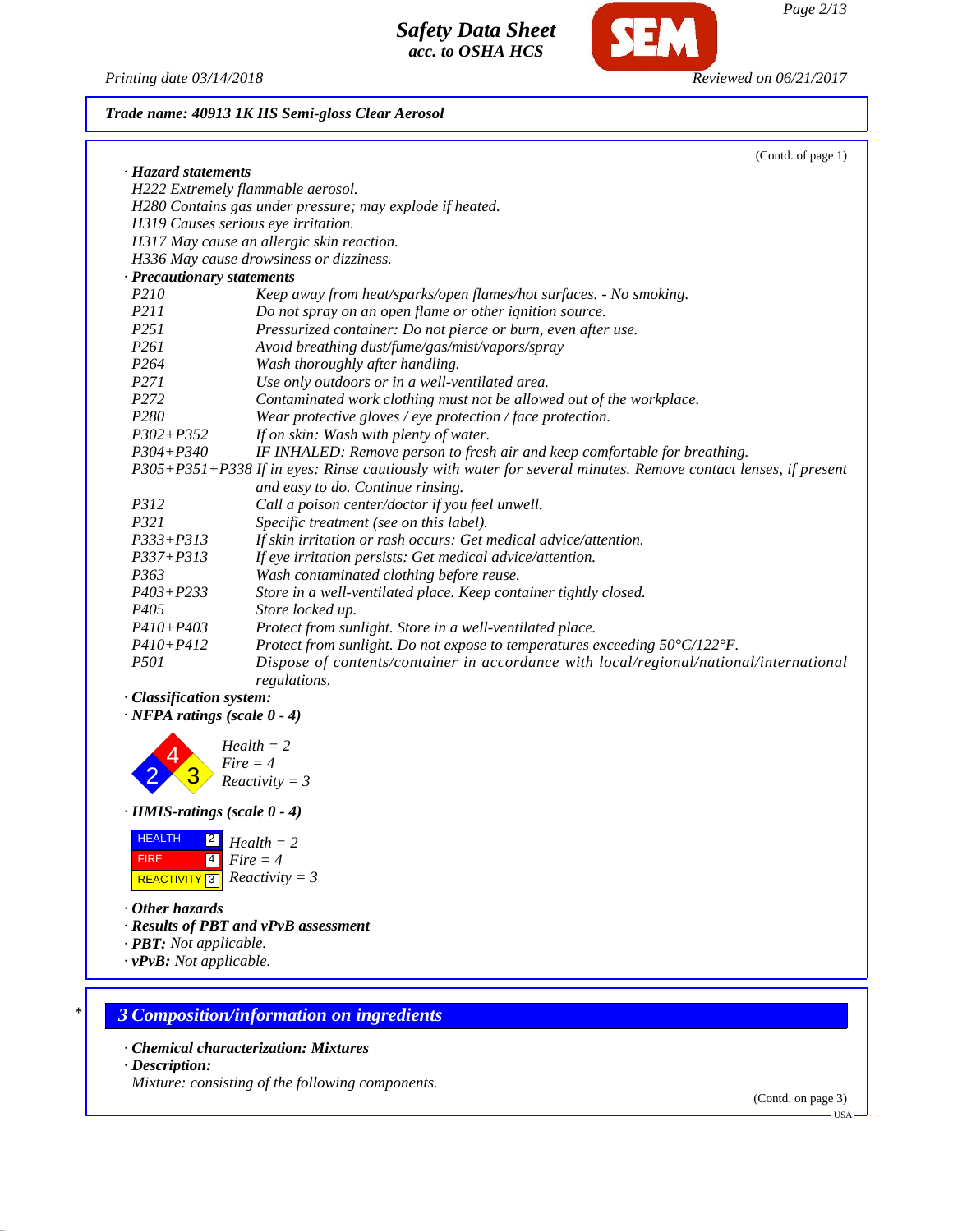**Trade name: 40913 1K HS Semi-gloss Clear Aerosol**

(Contd. of page 1)

· **Hazard statements**

H222 Extremely flammable aerosol.
H280 Contains gas under pressure; may explode if heated.
H319 Causes serious eye irritation.
H317 May cause an allergic skin reaction.
H336 May cause drowsiness or dizziness.

· **Precautionary statements**

| | |
|---|---|
| P210 | Keep away from heat/sparks/open flames/hot surfaces. - No smoking. |
| P211 | Do not spray on an open flame or other ignition source. |
| P251 | Pressurized container: Do not pierce or burn, even after use. |
| P261 | Avoid breathing dust/fume/gas/mist/vapors/spray |
| P264 | Wash thoroughly after handling. |
| P271 | Use only outdoors or in a well-ventilated area. |
| P272 | Contaminated work clothing must not be allowed out of the workplace. |
| P280 | Wear protective gloves / eye protection / face protection. |
| P302+P352 | If on skin: Wash with plenty of water. |
| P304+P340 | IF INHALED: Remove person to fresh air and keep comfortable for breathing. |
| P305+P351+P338 | If in eyes: Rinse cautiously with water for several minutes. Remove contact lenses, if present and easy to do. Continue rinsing. |
| P312 | Call a poison center/doctor if you feel unwell. |
| P321 | Specific treatment (see on this label). |
| P333+P313 | If skin irritation or rash occurs: Get medical advice/attention. |
| P337+P313 | If eye irritation persists: Get medical advice/attention. |
| P363 | Wash contaminated clothing before reuse. |
| P403+P233 | Store in a well-ventilated place. Keep container tightly closed. |
| P405 | Store locked up. |
| P410+P403 | Protect from sunlight. Store in a well-ventilated place. |
| P410+P412 | Protect from sunlight. Do not expose to temperatures exceeding 50°C/122°F. |
| P501 | Dispose of contents/container in accordance with local/regional/national/international regulations. |

· **Classification system:**

· **NFPA ratings (scale 0 - 4)**

Health = 2
Fire = 4
Reactivity = 3

· **HMIS-ratings (scale 0 - 4)**

HEALTH 2 — Health = 2
FIRE 4 — Fire = 4
REACTIVITY 3 — Reactivity = 3

· **Other hazards**

· **Results of PBT and vPvB assessment**

· **PBT:** Not applicable.

· **vPvB:** Not applicable.

## 3 Composition/information on ingredients

· **Chemical characterization: Mixtures**

· **Description:**

Mixture: consisting of the following components.

(Contd. on page 3)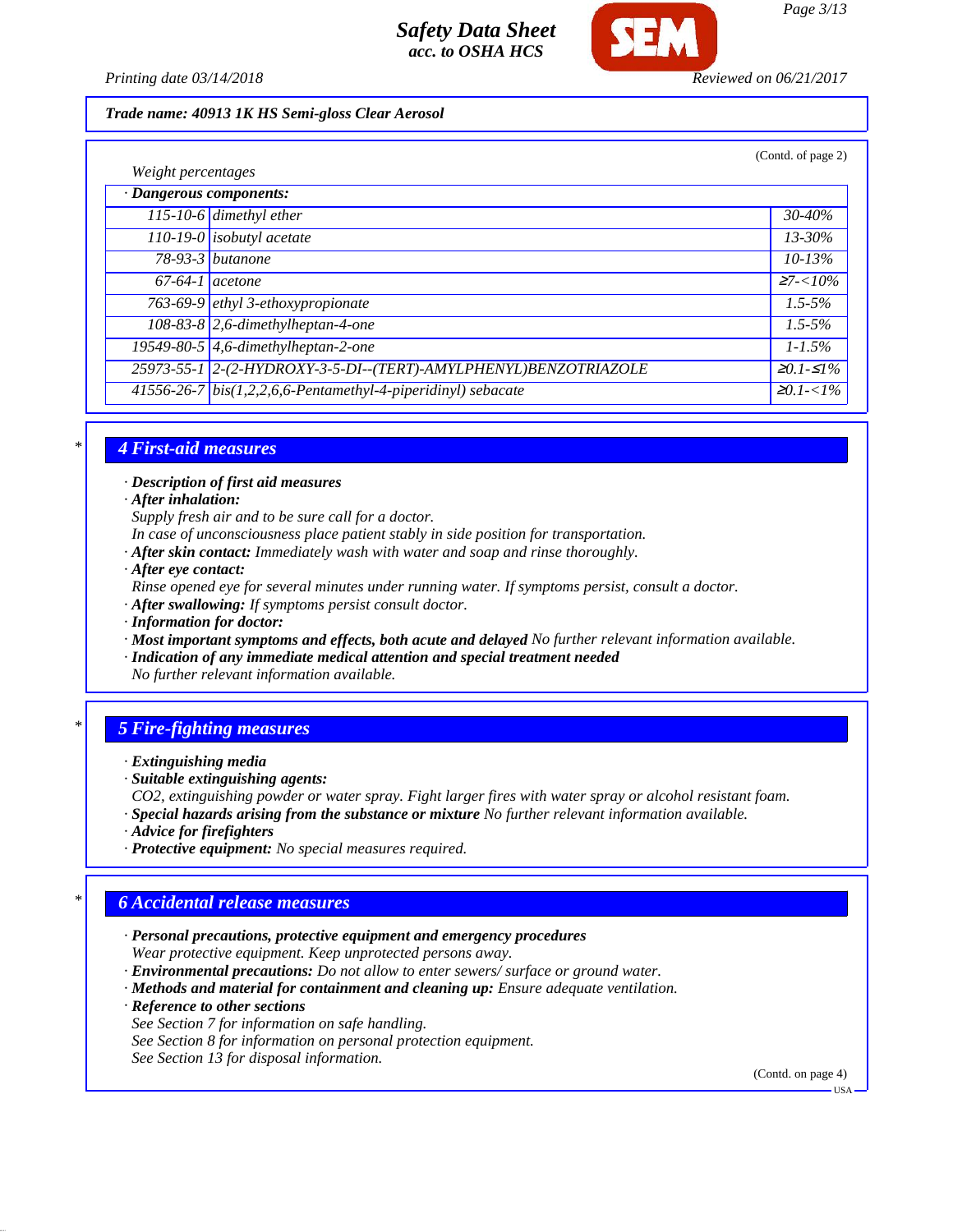**Trade name: 40913 1K HS Semi-gloss Clear Aerosol**

(Contd. of page 2)

*Weight percentages*

| · Dangerous components: | | |
|---|---|---|
| 115-10-6 | dimethyl ether | 30-40% |
| 110-19-0 | isobutyl acetate | 13-30% |
| 78-93-3 | butanone | 10-13% |
| 67-64-1 | acetone | ≥7-<10% |
| 763-69-9 | ethyl 3-ethoxypropionate | 1.5-5% |
| 108-83-8 | 2,6-dimethylheptan-4-one | 1.5-5% |
| 19549-80-5 | 4,6-dimethylheptan-2-one | 1-1.5% |
| 25973-55-1 | 2-(2-HYDROXY-3-5-DI--(TERT)-AMYLPHENYL)BENZOTRIAZOLE | ≥0.1-≤1% |
| 41556-26-7 | bis(1,2,2,6,6-Pentamethyl-4-piperidinyl) sebacate | ≥0.1-<1% |

## 4 First-aid measures

- · ***Description of first aid measures***
- · ***After inhalation:***
  *Supply fresh air and to be sure call for a doctor.*
  *In case of unconsciousness place patient stably in side position for transportation.*
- · ***After skin contact:*** *Immediately wash with water and soap and rinse thoroughly.*
- · ***After eye contact:***
  *Rinse opened eye for several minutes under running water. If symptoms persist, consult a doctor.*
- · ***After swallowing:*** *If symptoms persist consult doctor.*
- · ***Information for doctor:***
- · ***Most important symptoms and effects, both acute and delayed*** *No further relevant information available.*
- · ***Indication of any immediate medical attention and special treatment needed***
  *No further relevant information available.*

## 5 Fire-fighting measures

- · ***Extinguishing media***
- · ***Suitable extinguishing agents:***
  *CO2, extinguishing powder or water spray. Fight larger fires with water spray or alcohol resistant foam.*
- · ***Special hazards arising from the substance or mixture*** *No further relevant information available.*
- · ***Advice for firefighters***
- · ***Protective equipment:*** *No special measures required.*

## 6 Accidental release measures

- · ***Personal precautions, protective equipment and emergency procedures***
  *Wear protective equipment. Keep unprotected persons away.*
- · ***Environmental precautions:*** *Do not allow to enter sewers/ surface or ground water.*
- · ***Methods and material for containment and cleaning up:*** *Ensure adequate ventilation.*
- · ***Reference to other sections***
  *See Section 7 for information on safe handling.*
  *See Section 8 for information on personal protection equipment.*
  *See Section 13 for disposal information.*

(Contd. on page 4)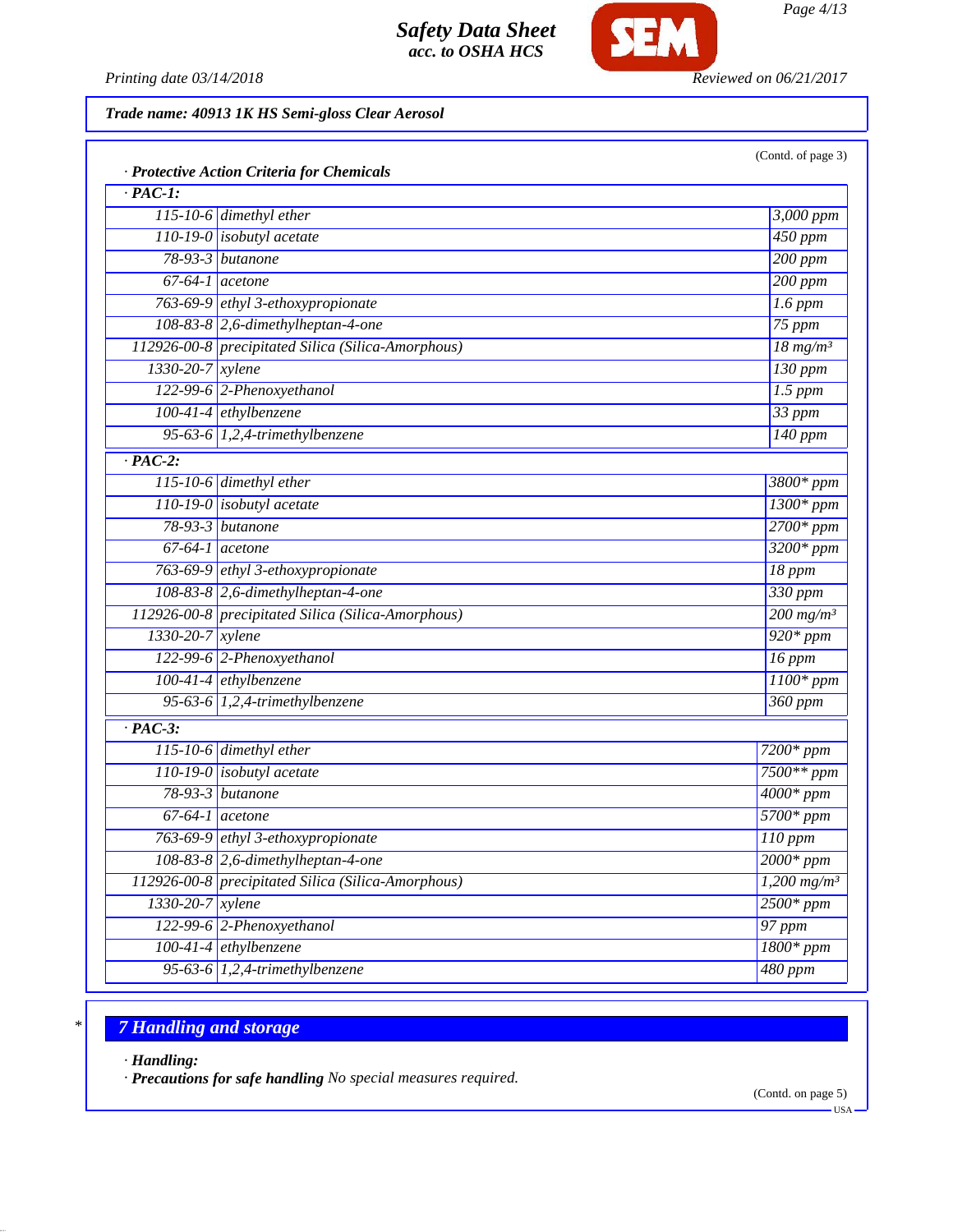Trade name: 40913 1K HS Semi-gloss Clear Aerosol

(Contd. of page 3)

· **Protective Action Criteria for Chemicals**

· **PAC-1:**

| | | |
|---|---|---|
| 115-10-6 | dimethyl ether | 3,000 ppm |
| 110-19-0 | isobutyl acetate | 450 ppm |
| 78-93-3 | butanone | 200 ppm |
| 67-64-1 | acetone | 200 ppm |
| 763-69-9 | ethyl 3-ethoxypropionate | 1.6 ppm |
| 108-83-8 | 2,6-dimethylheptan-4-one | 75 ppm |
| 112926-00-8 | precipitated Silica (Silica-Amorphous) | 18 mg/m³ |
| 1330-20-7 | xylene | 130 ppm |
| 122-99-6 | 2-Phenoxyethanol | 1.5 ppm |
| 100-41-4 | ethylbenzene | 33 ppm |
| 95-63-6 | 1,2,4-trimethylbenzene | 140 ppm |

· **PAC-2:**

| | | |
|---|---|---|
| 115-10-6 | dimethyl ether | 3800* ppm |
| 110-19-0 | isobutyl acetate | 1300* ppm |
| 78-93-3 | butanone | 2700* ppm |
| 67-64-1 | acetone | 3200* ppm |
| 763-69-9 | ethyl 3-ethoxypropionate | 18 ppm |
| 108-83-8 | 2,6-dimethylheptan-4-one | 330 ppm |
| 112926-00-8 | precipitated Silica (Silica-Amorphous) | 200 mg/m³ |
| 1330-20-7 | xylene | 920* ppm |
| 122-99-6 | 2-Phenoxyethanol | 16 ppm |
| 100-41-4 | ethylbenzene | 1100* ppm |
| 95-63-6 | 1,2,4-trimethylbenzene | 360 ppm |

· **PAC-3:**

| | | |
|---|---|---|
| 115-10-6 | dimethyl ether | 7200* ppm |
| 110-19-0 | isobutyl acetate | 7500** ppm |
| 78-93-3 | butanone | 4000* ppm |
| 67-64-1 | acetone | 5700* ppm |
| 763-69-9 | ethyl 3-ethoxypropionate | 110 ppm |
| 108-83-8 | 2,6-dimethylheptan-4-one | 2000* ppm |
| 112926-00-8 | precipitated Silica (Silica-Amorphous) | 1,200 mg/m³ |
| 1330-20-7 | xylene | 2500* ppm |
| 122-99-6 | 2-Phenoxyethanol | 97 ppm |
| 100-41-4 | ethylbenzene | 1800* ppm |
| 95-63-6 | 1,2,4-trimethylbenzene | 480 ppm |

## 7 Handling and storage

· **Handling:**

· **Precautions for safe handling** No special measures required.

(Contd. on page 5)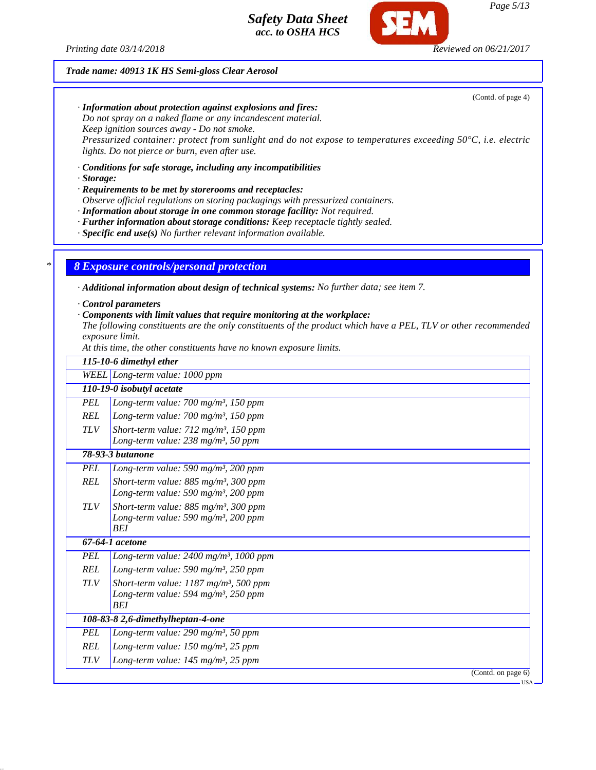**Trade name: 40913 1K HS Semi-gloss Clear Aerosol**

(Contd. of page 4)

· **Information about protection against explosions and fires:**
Do not spray on a naked flame or any incandescent material.
Keep ignition sources away - Do not smoke.
Pressurized container: protect from sunlight and do not expose to temperatures exceeding 50°C, i.e. electric lights. Do not pierce or burn, even after use.

· **Conditions for safe storage, including any incompatibilities**
· **Storage:**
· **Requirements to be met by storerooms and receptacles:**
Observe official regulations on storing packagings with pressurized containers.
· **Information about storage in one common storage facility:** Not required.
· **Further information about storage conditions:** Keep receptacle tightly sealed.
· **Specific end use(s)** No further relevant information available.

\*

## 8 Exposure controls/personal protection

· **Additional information about design of technical systems:** No further data; see item 7.

· **Control parameters**
· **Components with limit values that require monitoring at the workplace:**
The following constituents are the only constituents of the product which have a PEL, TLV or other recommended exposure limit.
At this time, the other constituents have no known exposure limits.

| | |
|---|---|
| **115-10-6 dimethyl ether** | |
| WEEL | Long-term value: 1000 ppm |
| **110-19-0 isobutyl acetate** | |
| PEL | Long-term value: 700 mg/m³, 150 ppm |
| REL | Long-term value: 700 mg/m³, 150 ppm |
| TLV | Short-term value: 712 mg/m³, 150 ppm<br>Long-term value: 238 mg/m³, 50 ppm |
| **78-93-3 butanone** | |
| PEL | Long-term value: 590 mg/m³, 200 ppm |
| REL | Short-term value: 885 mg/m³, 300 ppm<br>Long-term value: 590 mg/m³, 200 ppm |
| TLV | Short-term value: 885 mg/m³, 300 ppm<br>Long-term value: 590 mg/m³, 200 ppm<br>BEI |
| **67-64-1 acetone** | |
| PEL | Long-term value: 2400 mg/m³, 1000 ppm |
| REL | Long-term value: 590 mg/m³, 250 ppm |
| TLV | Short-term value: 1187 mg/m³, 500 ppm<br>Long-term value: 594 mg/m³, 250 ppm<br>BEI |
| **108-83-8 2,6-dimethylheptan-4-one** | |
| PEL | Long-term value: 290 mg/m³, 50 ppm |
| REL | Long-term value: 150 mg/m³, 25 ppm |
| TLV | Long-term value: 145 mg/m³, 25 ppm |

(Contd. on page 6)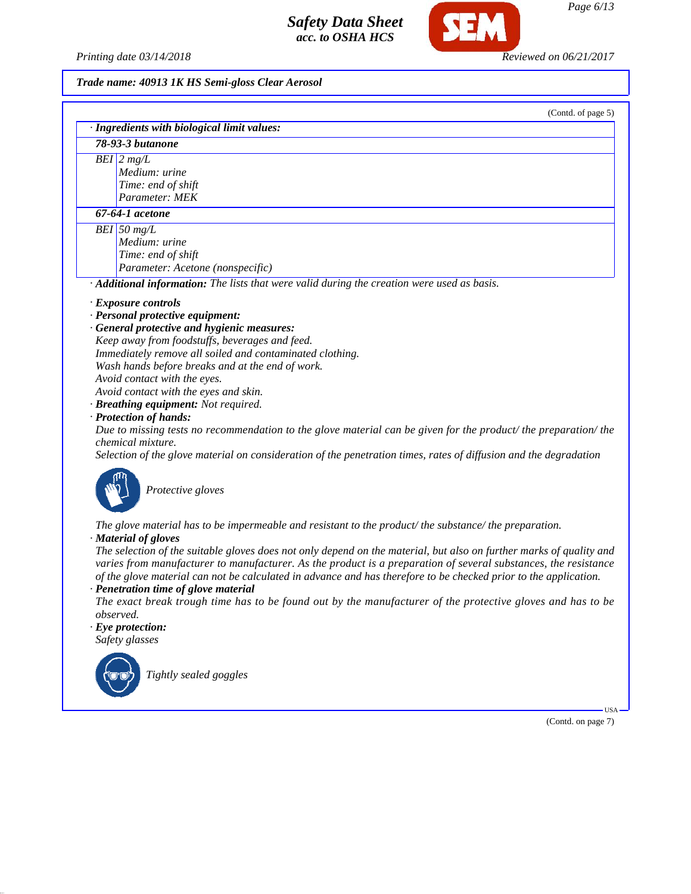**Trade name: 40913 1K HS Semi-gloss Clear Aerosol**

(Contd. of page 5)

| · **Ingredients with biological limit values:** | |
|---|---|
| **78-93-3 butanone** | |
| BEI | 2 mg/L<br>Medium: urine<br>Time: end of shift<br>Parameter: MEK |
| **67-64-1 acetone** | |
| BEI | 50 mg/L<br>Medium: urine<br>Time: end of shift<br>Parameter: Acetone (nonspecific) |

· **Additional information:** The lists that were valid during the creation were used as basis.

· **Exposure controls**

· **Personal protective equipment:**

· **General protective and hygienic measures:**

Keep away from foodstuffs, beverages and feed.
Immediately remove all soiled and contaminated clothing.
Wash hands before breaks and at the end of work.
Avoid contact with the eyes.
Avoid contact with the eyes and skin.

· **Breathing equipment:** Not required.

· **Protection of hands:**

Due to missing tests no recommendation to the glove material can be given for the product/ the preparation/ the chemical mixture.
Selection of the glove material on consideration of the penetration times, rates of diffusion and the degradation

Protective gloves

The glove material has to be impermeable and resistant to the product/ the substance/ the preparation.

· **Material of gloves**

The selection of the suitable gloves does not only depend on the material, but also on further marks of quality and varies from manufacturer to manufacturer. As the product is a preparation of several substances, the resistance of the glove material can not be calculated in advance and has therefore to be checked prior to the application.

· **Penetration time of glove material**

The exact break trough time has to be found out by the manufacturer of the protective gloves and has to be observed.

· **Eye protection:**

Safety glasses

Tightly sealed goggles

(Contd. on page 7)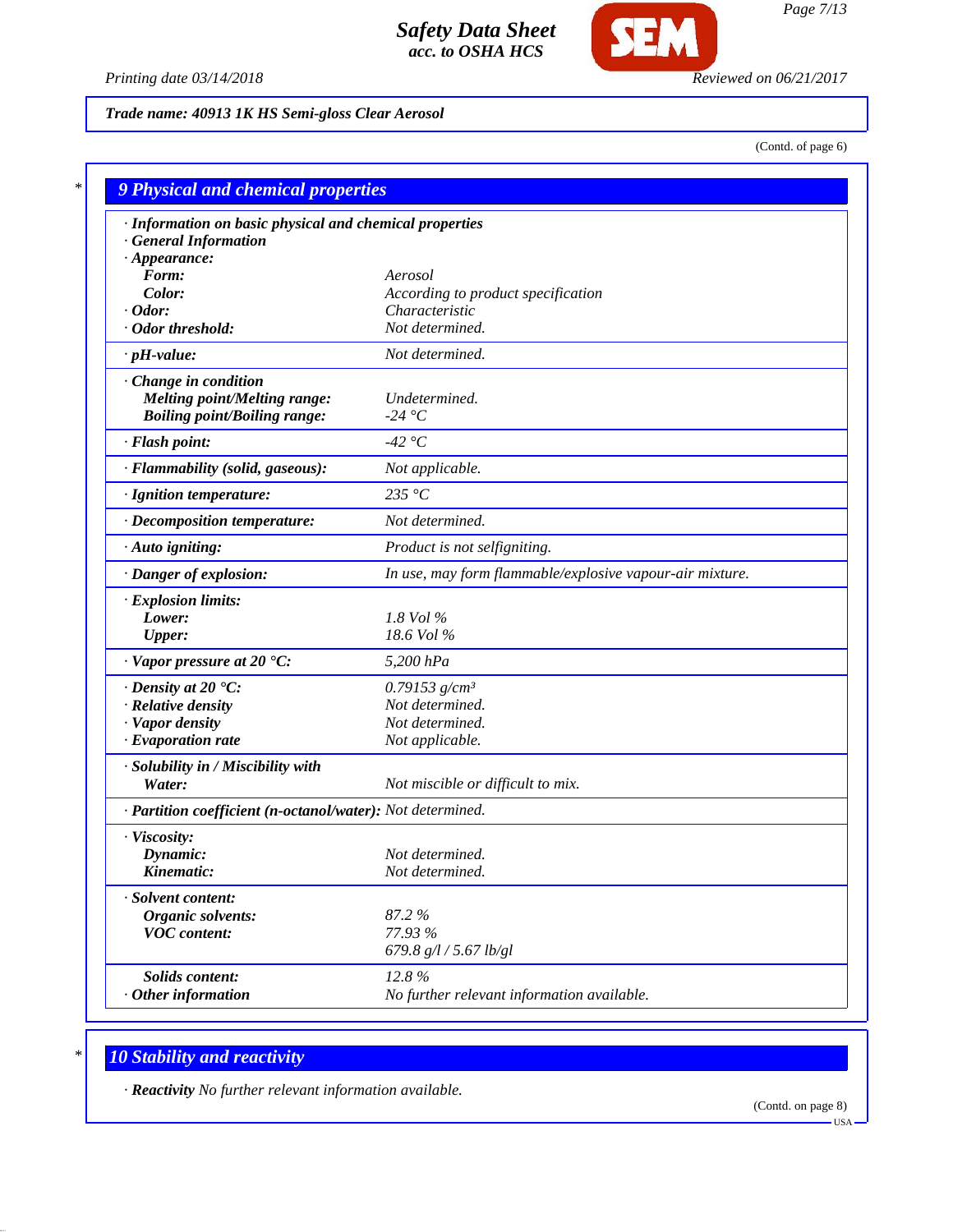Trade name: 40913 1K HS Semi-gloss Clear Aerosol

(Contd. of page 6)

## 9 Physical and chemical properties

· **Information on basic physical and chemical properties**
· **General Information**
· **Appearance:**

| | |
|---|---|
| **Form:** | Aerosol |
| **Color:** | According to product specification |
| · **Odor:** | Characteristic |
| · **Odor threshold:** | Not determined. |
| · **pH-value:** | Not determined. |
| · **Change in condition** | |
| **Melting point/Melting range:** | Undetermined. |
| **Boiling point/Boiling range:** | -24 °C |
| · **Flash point:** | -42 °C |
| · **Flammability (solid, gaseous):** | Not applicable. |
| · **Ignition temperature:** | 235 °C |
| · **Decomposition temperature:** | Not determined. |
| · **Auto igniting:** | Product is not selfigniting. |
| · **Danger of explosion:** | In use, may form flammable/explosive vapour-air mixture. |
| · **Explosion limits:** | |
| **Lower:** | 1.8 Vol % |
| **Upper:** | 18.6 Vol % |
| · **Vapor pressure at 20 °C:** | 5,200 hPa |
| · **Density at 20 °C:** | 0.79153 g/cm³ |
| · **Relative density** | Not determined. |
| · **Vapor density** | Not determined. |
| · **Evaporation rate** | Not applicable. |
| · **Solubility in / Miscibility with** | |
| **Water:** | Not miscible or difficult to mix. |
| · **Partition coefficient (n-octanol/water):** | Not determined. |
| · **Viscosity:** | |
| **Dynamic:** | Not determined. |
| **Kinematic:** | Not determined. |
| · **Solvent content:** | |
| **Organic solvents:** | 87.2 % |
| **VOC content:** | 77.93 % |
| | 679.8 g/l / 5.67 lb/gl |
| **Solids content:** | 12.8 % |
| · **Other information** | No further relevant information available. |

## 10 Stability and reactivity

· **Reactivity** No further relevant information available.

(Contd. on page 8)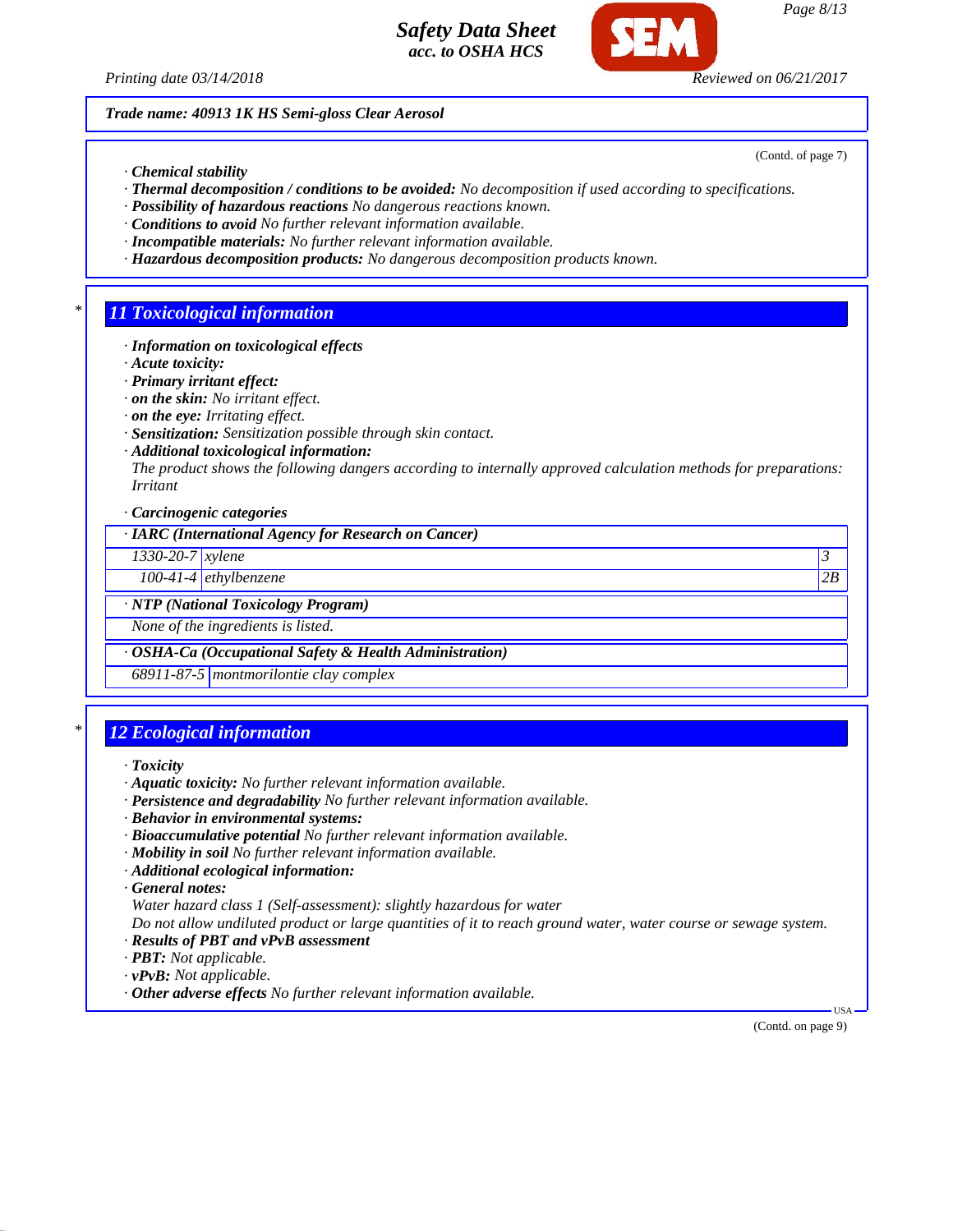**Trade name: 40913 1K HS Semi-gloss Clear Aerosol**

(Contd. of page 7)

· **Chemical stability**
· **Thermal decomposition / conditions to be avoided:** No decomposition if used according to specifications.
· **Possibility of hazardous reactions** No dangerous reactions known.
· **Conditions to avoid** No further relevant information available.
· **Incompatible materials:** No further relevant information available.
· **Hazardous decomposition products:** No dangerous decomposition products known.

## 11 Toxicological information

· **Information on toxicological effects**
· **Acute toxicity:**
· **Primary irritant effect:**
· **on the skin:** No irritant effect.
· **on the eye:** Irritating effect.
· **Sensitization:** Sensitization possible through skin contact.
· **Additional toxicological information:**
The product shows the following dangers according to internally approved calculation methods for preparations:
Irritant

· **Carcinogenic categories**

| · IARC (International Agency for Research on Cancer) | | |
|---|---|---|
| 1330-20-7 | xylene | 3 |
| 100-41-4 | ethylbenzene | 2B |

| · NTP (National Toxicology Program) |
|---|
| None of the ingredients is listed. |

| · OSHA-Ca (Occupational Safety & Health Administration) | |
|---|---|
| 68911-87-5 | montmorilontie clay complex |

## 12 Ecological information

· **Toxicity**
· **Aquatic toxicity:** No further relevant information available.
· **Persistence and degradability** No further relevant information available.
· **Behavior in environmental systems:**
· **Bioaccumulative potential** No further relevant information available.
· **Mobility in soil** No further relevant information available.
· **Additional ecological information:**
· **General notes:**
Water hazard class 1 (Self-assessment): slightly hazardous for water
Do not allow undiluted product or large quantities of it to reach ground water, water course or sewage system.
· **Results of PBT and vPvB assessment**
· **PBT:** Not applicable.
· **vPvB:** Not applicable.
· **Other adverse effects** No further relevant information available.

(Contd. on page 9)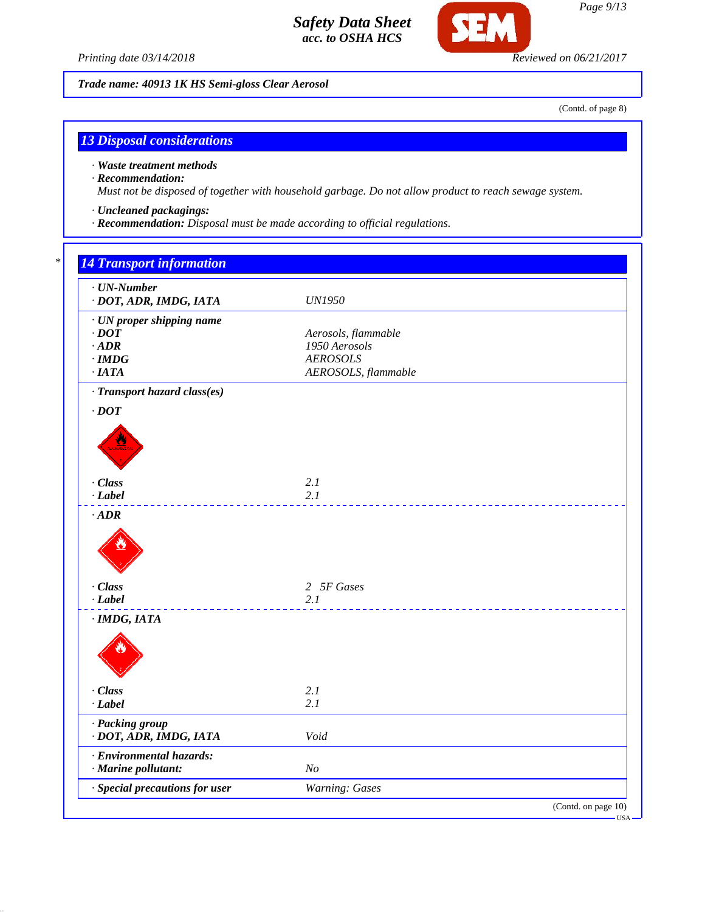**Trade name: 40913 1K HS Semi-gloss Clear Aerosol**

(Contd. of page 8)

## 13 Disposal considerations

· **Waste treatment methods**
· **Recommendation:**
*Must not be disposed of together with household garbage. Do not allow product to reach sewage system.*

· **Uncleaned packagings:**
· **Recommendation:** *Disposal must be made according to official regulations.*

## 14 Transport information

| | |
|---|---|
| · **UN-Number** | |
| · **DOT, ADR, IMDG, IATA** | UN1950 |
| · **UN proper shipping name** | |
| · **DOT** | Aerosols, flammable |
| · **ADR** | 1950 Aerosols |
| · **IMDG** | AEROSOLS |
| · **IATA** | AEROSOLS, flammable |
| · **Transport hazard class(es)** | |
| · **DOT** | |
| · **Class** | 2.1 |
| · **Label** | 2.1 |
| · **ADR** | |
| · **Class** | 2 5F Gases |
| · **Label** | 2.1 |
| · **IMDG, IATA** | |
| · **Class** | 2.1 |
| · **Label** | 2.1 |
| · **Packing group** | |
| · **DOT, ADR, IMDG, IATA** | Void |
| · **Environmental hazards:** | |
| · **Marine pollutant:** | No |
| · **Special precautions for user** | Warning: Gases |

(Contd. on page 10)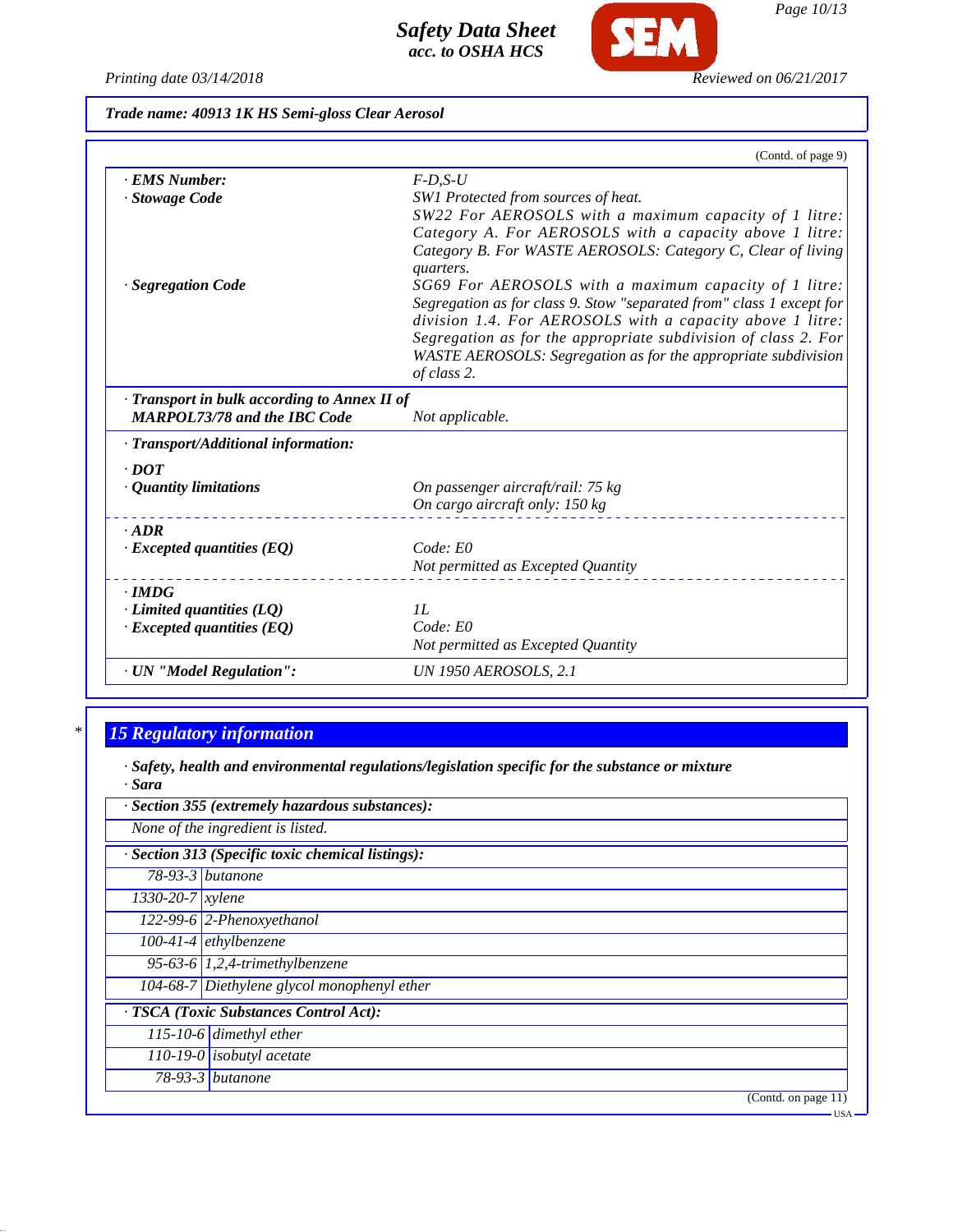**Trade name: 40913 1K HS Semi-gloss Clear Aerosol**

(Contd. of page 9)

| | |
|---|---|
| · **EMS Number:** | F-D,S-U |
| · **Stowage Code** | SW1 Protected from sources of heat. SW22 For AEROSOLS with a maximum capacity of 1 litre: Category A. For AEROSOLS with a capacity above 1 litre: Category B. For WASTE AEROSOLS: Category C, Clear of living quarters. |
| · **Segregation Code** | SG69 For AEROSOLS with a maximum capacity of 1 litre: Segregation as for class 9. Stow "separated from" class 1 except for division 1.4. For AEROSOLS with a capacity above 1 litre: Segregation as for the appropriate subdivision of class 2. For WASTE AEROSOLS: Segregation as for the appropriate subdivision of class 2. |
| · **Transport in bulk according to Annex II of MARPOL73/78 and the IBC Code** | Not applicable. |
| · **Transport/Additional information:** | |
| · **DOT** | |
| · **Quantity limitations** | On passenger aircraft/rail: 75 kg<br>On cargo aircraft only: 150 kg |
| · **ADR** | |
| · **Excepted quantities (EQ)** | Code: E0<br>Not permitted as Excepted Quantity |
| · **IMDG** | |
| · **Limited quantities (LQ)** | 1L |
| · **Excepted quantities (EQ)** | Code: E0<br>Not permitted as Excepted Quantity |
| · **UN "Model Regulation":** | UN 1950 AEROSOLS, 2.1 |

## 15 Regulatory information

· **Safety, health and environmental regulations/legislation specific for the substance or mixture**
· **Sara**

· **Section 355 (extremely hazardous substances):**

None of the ingredient is listed.

· **Section 313 (Specific toxic chemical listings):**

| | |
|---|---|
| 78-93-3 | butanone |
| 1330-20-7 | xylene |
| 122-99-6 | 2-Phenoxyethanol |
| 100-41-4 | ethylbenzene |
| 95-63-6 | 1,2,4-trimethylbenzene |
| 104-68-7 | Diethylene glycol monophenyl ether |

· **TSCA (Toxic Substances Control Act):**

| | |
|---|---|
| 115-10-6 | dimethyl ether |
| 110-19-0 | isobutyl acetate |
| 78-93-3 | butanone |

(Contd. on page 11)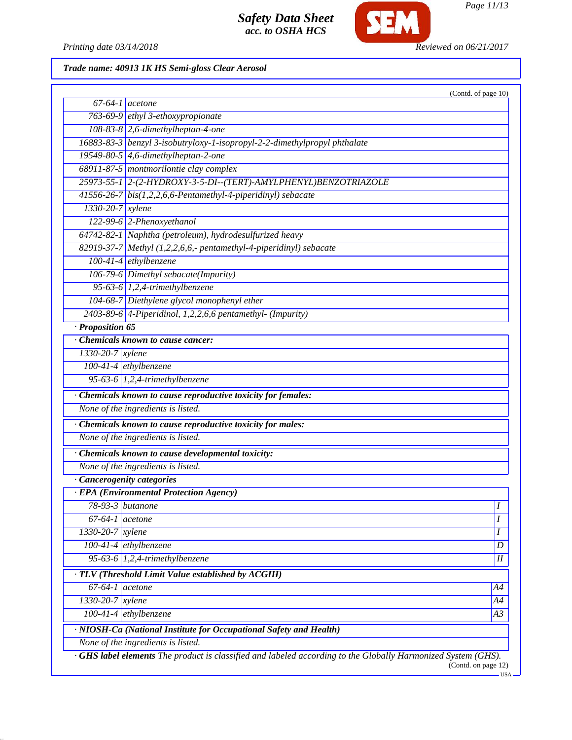**Trade name: 40913 1K HS Semi-gloss Clear Aerosol**

(Contd. of page 10)

| | |
|---|---|
| 67-64-1 | acetone |
| 763-69-9 | ethyl 3-ethoxypropionate |
| 108-83-8 | 2,6-dimethylheptan-4-one |
| 16883-83-3 | benzyl 3-isobutryloxy-1-isopropyl-2-2-dimethylpropyl phthalate |
| 19549-80-5 | 4,6-dimethylheptan-2-one |
| 68911-87-5 | montmorilontie clay complex |
| 25973-55-1 | 2-(2-HYDROXY-3-5-DI--(TERT)-AMYLPHENYL)BENZOTRIAZOLE |
| 41556-26-7 | bis(1,2,2,6,6-Pentamethyl-4-piperidinyl) sebacate |
| 1330-20-7 | xylene |
| 122-99-6 | 2-Phenoxyethanol |
| 64742-82-1 | Naphtha (petroleum), hydrodesulfurized heavy |
| 82919-37-7 | Methyl (1,2,2,6,6,- pentamethyl-4-piperidinyl) sebacate |
| 100-41-4 | ethylbenzene |
| 106-79-6 | Dimethyl sebacate(Impurity) |
| 95-63-6 | 1,2,4-trimethylbenzene |
| 104-68-7 | Diethylene glycol monophenyl ether |
| 2403-89-6 | 4-Piperidinol, 1,2,2,6,6 pentamethyl- (Impurity) |

· **Proposition 65**

· **Chemicals known to cause cancer:**

| | |
|---|---|
| 1330-20-7 | xylene |
| 100-41-4 | ethylbenzene |
| 95-63-6 | 1,2,4-trimethylbenzene |

· **Chemicals known to cause reproductive toxicity for females:**

None of the ingredients is listed.

· **Chemicals known to cause reproductive toxicity for males:**

None of the ingredients is listed.

· **Chemicals known to cause developmental toxicity:**

None of the ingredients is listed.

· **Cancerogenity categories**

· **EPA (Environmental Protection Agency)**

| | | |
|---|---|---|
| 78-93-3 | butanone | I |
| 67-64-1 | acetone | I |
| 1330-20-7 | xylene | I |
| 100-41-4 | ethylbenzene | D |
| 95-63-6 | 1,2,4-trimethylbenzene | II |

· **TLV (Threshold Limit Value established by ACGIH)**

| | | |
|---|---|---|
| 67-64-1 | acetone | A4 |
| 1330-20-7 | xylene | A4 |
| 100-41-4 | ethylbenzene | A3 |

· **NIOSH-Ca (National Institute for Occupational Safety and Health)**

None of the ingredients is listed.

· **GHS label elements** The product is classified and labeled according to the Globally Harmonized System (GHS).

(Contd. on page 12)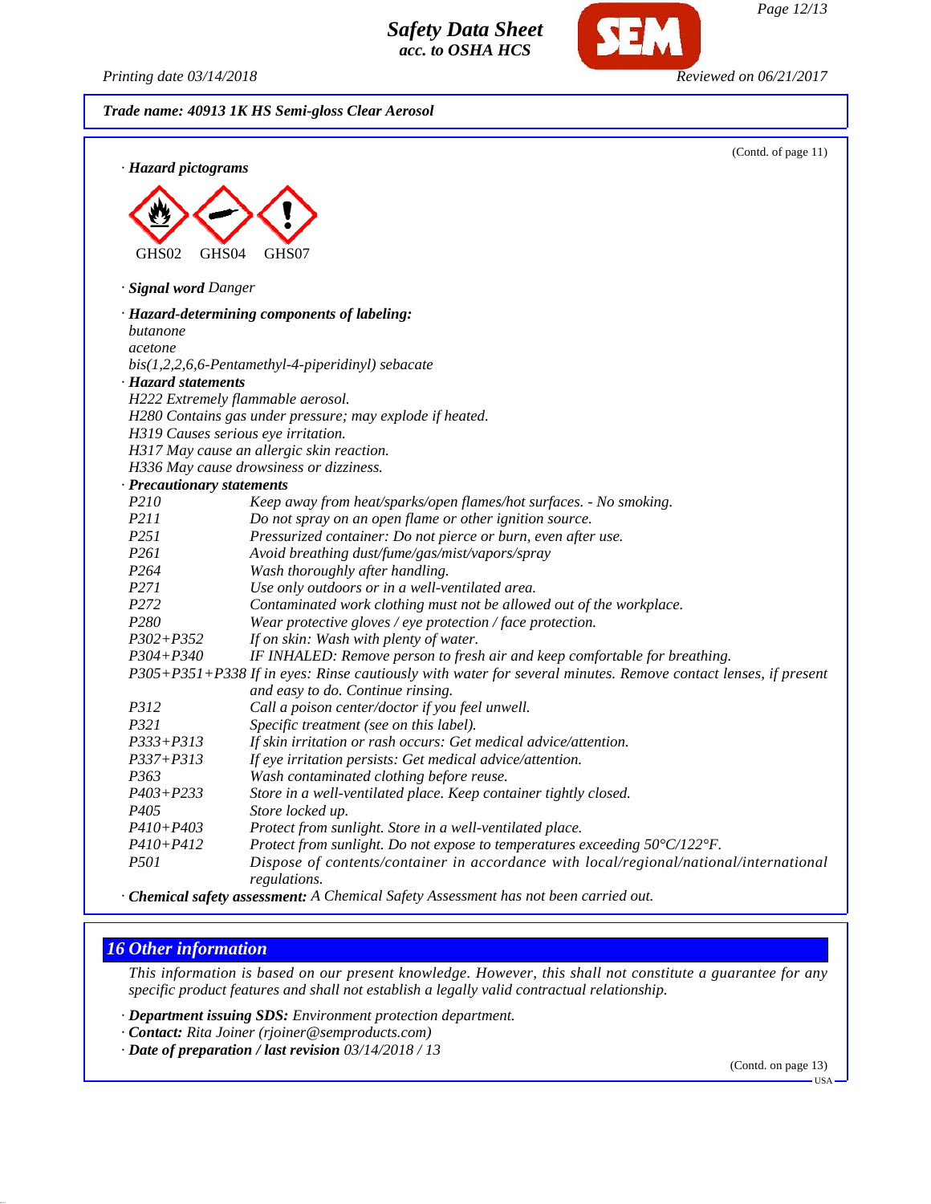**Trade name: 40913 1K HS Semi-gloss Clear Aerosol**

(Contd. of page 11)

· **Hazard pictograms**

GHS02 GHS04 GHS07

· **Signal word** Danger

· **Hazard-determining components of labeling:**
butanone
acetone
bis(1,2,2,6,6-Pentamethyl-4-piperidinyl) sebacate

· **Hazard statements**
H222 Extremely flammable aerosol.
H280 Contains gas under pressure; may explode if heated.
H319 Causes serious eye irritation.
H317 May cause an allergic skin reaction.
H336 May cause drowsiness or dizziness.

· **Precautionary statements**

| | |
|---|---|
| P210 | Keep away from heat/sparks/open flames/hot surfaces. - No smoking. |
| P211 | Do not spray on an open flame or other ignition source. |
| P251 | Pressurized container: Do not pierce or burn, even after use. |
| P261 | Avoid breathing dust/fume/gas/mist/vapors/spray |
| P264 | Wash thoroughly after handling. |
| P271 | Use only outdoors or in a well-ventilated area. |
| P272 | Contaminated work clothing must not be allowed out of the workplace. |
| P280 | Wear protective gloves / eye protection / face protection. |
| P302+P352 | If on skin: Wash with plenty of water. |
| P304+P340 | IF INHALED: Remove person to fresh air and keep comfortable for breathing. |
| P305+P351+P338 | If in eyes: Rinse cautiously with water for several minutes. Remove contact lenses, if present and easy to do. Continue rinsing. |
| P312 | Call a poison center/doctor if you feel unwell. |
| P321 | Specific treatment (see on this label). |
| P333+P313 | If skin irritation or rash occurs: Get medical advice/attention. |
| P337+P313 | If eye irritation persists: Get medical advice/attention. |
| P363 | Wash contaminated clothing before reuse. |
| P403+P233 | Store in a well-ventilated place. Keep container tightly closed. |
| P405 | Store locked up. |
| P410+P403 | Protect from sunlight. Store in a well-ventilated place. |
| P410+P412 | Protect from sunlight. Do not expose to temperatures exceeding 50°C/122°F. |
| P501 | Dispose of contents/container in accordance with local/regional/national/international regulations. |

· **Chemical safety assessment:** A Chemical Safety Assessment has not been carried out.

## 16 Other information

This information is based on our present knowledge. However, this shall not constitute a guarantee for any specific product features and shall not establish a legally valid contractual relationship.

· **Department issuing SDS:** Environment protection department.
· **Contact:** Rita Joiner (rjoiner@semproducts.com)
· **Date of preparation / last revision** 03/14/2018 / 13

(Contd. on page 13)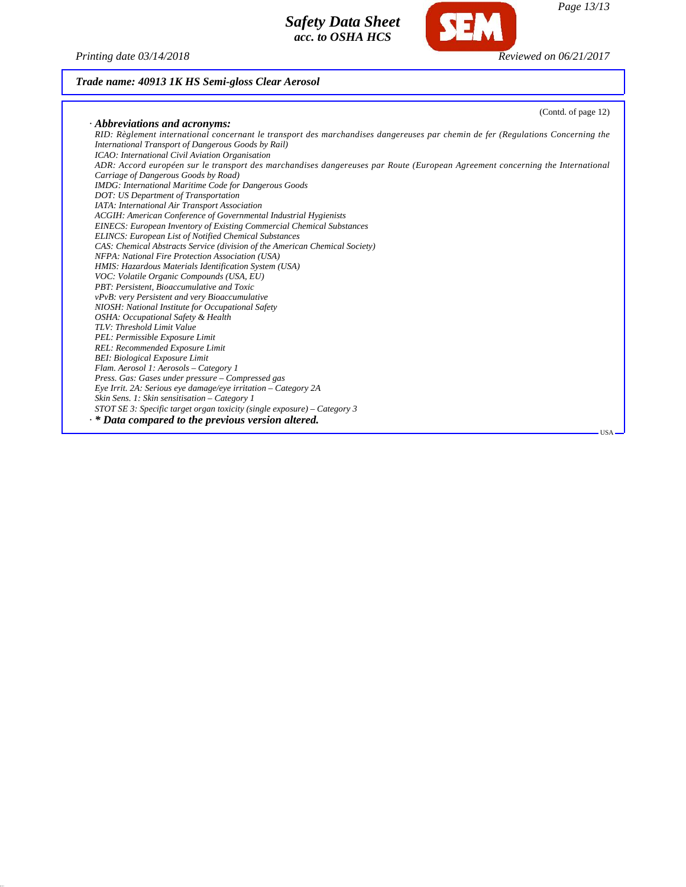**Trade name: 40913 1K HS Semi-gloss Clear Aerosol**

(Contd. of page 12)

· ***Abbreviations and acronyms:***

*RID: Règlement international concernant le transport des marchandises dangereuses par chemin de fer (Regulations Concerning the International Transport of Dangerous Goods by Rail)*
*ICAO: International Civil Aviation Organisation*
*ADR: Accord européen sur le transport des marchandises dangereuses par Route (European Agreement concerning the International Carriage of Dangerous Goods by Road)*
*IMDG: International Maritime Code for Dangerous Goods*
*DOT: US Department of Transportation*
*IATA: International Air Transport Association*
*ACGIH: American Conference of Governmental Industrial Hygienists*
*EINECS: European Inventory of Existing Commercial Chemical Substances*
*ELINCS: European List of Notified Chemical Substances*
*CAS: Chemical Abstracts Service (division of the American Chemical Society)*
*NFPA: National Fire Protection Association (USA)*
*HMIS: Hazardous Materials Identification System (USA)*
*VOC: Volatile Organic Compounds (USA, EU)*
*PBT: Persistent, Bioaccumulative and Toxic*
*vPvB: very Persistent and very Bioaccumulative*
*NIOSH: National Institute for Occupational Safety*
*OSHA: Occupational Safety & Health*
*TLV: Threshold Limit Value*
*PEL: Permissible Exposure Limit*
*REL: Recommended Exposure Limit*
*BEI: Biological Exposure Limit*
*Flam. Aerosol 1: Aerosols – Category 1*
*Press. Gas: Gases under pressure – Compressed gas*
*Eye Irrit. 2A: Serious eye damage/eye irritation – Category 2A*
*Skin Sens. 1: Skin sensitisation – Category 1*
*STOT SE 3: Specific target organ toxicity (single exposure) – Category 3*

· ***\* Data compared to the previous version altered.***

USA